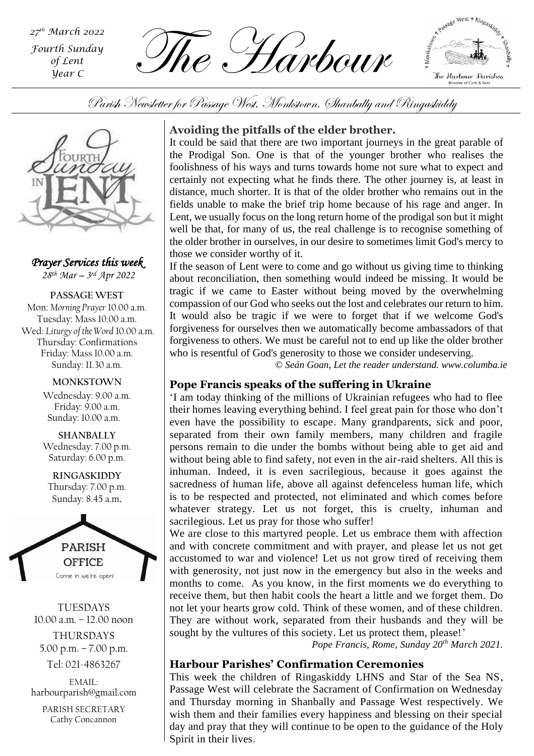*27th March 2022*
*Fourth Sunday of Lent*
*Year C*

# The Harbour

Parish Newsletter for Passage West, Monkstown, Shanbally and Ringaskiddy

*Prayer Services this week*
*28th Mar – 3rd Apr 2022*

**PASSAGE WEST**
Mon: *Morning Prayer* 10.00 a.m.
Tuesday: Mass 10.00 a.m.
Wed: *Liturgy of the Word* 10.00 a.m.
Thursday: Confirmations
Friday: Mass 10.00 a.m.
Sunday: 11.30 a.m.

**MONKSTOWN**
Wednesday: 9.00 a.m.
Friday: 9.00 a.m.
Sunday: 10.00 a.m.

**SHANBALLY**
Wednesday: 7.00 p.m.
Saturday: 6.00 p.m.

**RINGASKIDDY**
Thursday: 7.00 p.m.
Sunday: 8.45 a.m.

**PARISH OFFICE**
Come in we're open!

TUESDAYS
10.00 a.m. – 12.00 noon
THURSDAYS
5.00 p.m. – 7.00 p.m.
Tel: 021-4863267

EMAIL:
harbourparish@gmail.com

PARISH SECRETARY
Cathy Concannon

### Avoiding the pitfalls of the elder brother.

It could be said that there are two important journeys in the great parable of the Prodigal Son. One is that of the younger brother who realises the foolishness of his ways and turns towards home not sure what to expect and certainly not expecting what he finds there. The other journey is, at least in distance, much shorter. It is that of the older brother who remains out in the fields unable to make the brief trip home because of his rage and anger. In Lent, we usually focus on the long return home of the prodigal son but it might well be that, for many of us, the real challenge is to recognise something of the older brother in ourselves, in our desire to sometimes limit God's mercy to those we consider worthy of it.

If the season of Lent were to come and go without us giving time to thinking about reconciliation, then something would indeed be missing. It would be tragic if we came to Easter without being moved by the overwhelming compassion of our God who seeks out the lost and celebrates our return to him. It would also be tragic if we were to forget that if we welcome God's forgiveness for ourselves then we automatically become ambassadors of that forgiveness to others. We must be careful not to end up like the older brother who is resentful of God's generosity to those we consider undeserving.

*© Seán Goan, Let the reader understand. www.columba.ie*

### Pope Francis speaks of the suffering in Ukraine

'I am today thinking of the millions of Ukrainian refugees who had to flee their homes leaving everything behind. I feel great pain for those who don't even have the possibility to escape. Many grandparents, sick and poor, separated from their own family members, many children and fragile persons remain to die under the bombs without being able to get aid and without being able to find safety, not even in the air-raid shelters. All this is inhuman. Indeed, it is even sacrilegious, because it goes against the sacredness of human life, above all against defenceless human life, which is to be respected and protected, not eliminated and which comes before whatever strategy. Let us not forget, this is cruelty, inhuman and sacrilegious. Let us pray for those who suffer!

We are close to this martyred people. Let us embrace them with affection and with concrete commitment and with prayer, and please let us not get accustomed to war and violence! Let us not grow tired of receiving them with generosity, not just now in the emergency but also in the weeks and months to come. As you know, in the first moments we do everything to receive them, but then habit cools the heart a little and we forget them. Do not let your hearts grow cold. Think of these women, and of these children. They are without work, separated from their husbands and they will be sought by the vultures of this society. Let us protect them, please!'

*Pope Francis, Rome, Sunday 20th March 2021.*

### Harbour Parishes' Confirmation Ceremonies

This week the children of Ringaskiddy LHNS and Star of the Sea NS, Passage West will celebrate the Sacrament of Confirmation on Wednesday and Thursday morning in Shanbally and Passage West respectively. We wish them and their families every happiness and blessing on their special day and pray that they will continue to be open to the guidance of the Holy Spirit in their lives.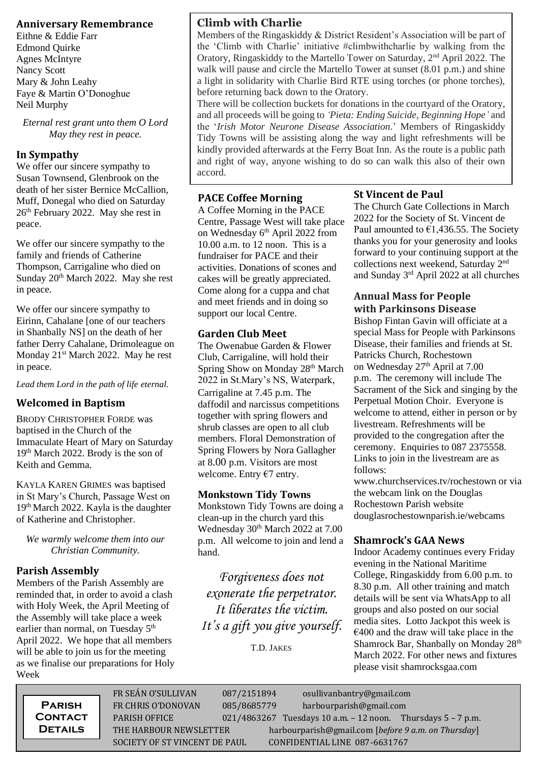## Anniversary Remembrance

Eithne & Eddie Farr
Edmond Quirke
Agnes McIntyre
Nancy Scott
Mary & John Leahy
Faye & Martin O'Donoghue
Neil Murphy

*Eternal rest grant unto them O Lord*
*May they rest in peace.*

## In Sympathy

We offer our sincere sympathy to Susan Townsend, Glenbrook on the death of her sister Bernice McCallion, Muff, Donegal who died on Saturday 26th February 2022. May she rest in peace.

We offer our sincere sympathy to the family and friends of Catherine Thompson, Carrigaline who died on Sunday 20th March 2022. May she rest in peace.

We offer our sincere sympathy to Eirinn, Cahalane [one of our teachers in Shanbally NS] on the death of her father Derry Cahalane, Drimoleague on Monday 21st March 2022. May he rest in peace.

*Lead them Lord in the path of life eternal.*

## Welcomed in Baptism

BRODY CHRISTOPHER FORDE was baptised in the Church of the Immaculate Heart of Mary on Saturday 19th March 2022. Brody is the son of Keith and Gemma.

KAYLA KAREN GRIMES was baptised in St Mary's Church, Passage West on 19th March 2022. Kayla is the daughter of Katherine and Christopher.

*We warmly welcome them into our Christian Community.*

## Parish Assembly

Members of the Parish Assembly are reminded that, in order to avoid a clash with Holy Week, the April Meeting of the Assembly will take place a week earlier than normal, on Tuesday 5th April 2022. We hope that all members will be able to join us for the meeting as we finalise our preparations for Holy Week

## Climb with Charlie

Members of the Ringaskiddy & District Resident's Association will be part of the 'Climb with Charlie' initiative #climbwithcharlie by walking from the Oratory, Ringaskiddy to the Martello Tower on Saturday, 2nd April 2022. The walk will pause and circle the Martello Tower at sunset (8.01 p.m.) and shine a light in solidarity with Charlie Bird RTE using torches (or phone torches), before returning back down to the Oratory.

There will be collection buckets for donations in the courtyard of the Oratory, and all proceeds will be going to *'Pieta: Ending Suicide, Beginning Hope'* and the '*Irish Motor Neurone Disease Association*.' Members of Ringaskiddy Tidy Towns will be assisting along the way and light refreshments will be kindly provided afterwards at the Ferry Boat Inn. As the route is a public path and right of way, anyone wishing to do so can walk this also of their own accord.

## PACE Coffee Morning

A Coffee Morning in the PACE Centre, Passage West will take place on Wednesday 6th April 2022 from 10.00 a.m. to 12 noon. This is a fundraiser for PACE and their activities. Donations of scones and cakes will be greatly appreciated. Come along for a cuppa and chat and meet friends and in doing so support our local Centre.

## Garden Club Meet

The Owenabue Garden & Flower Club, Carrigaline, will hold their Spring Show on Monday 28th March 2022 in St.Mary's NS, Waterpark, Carrigaline at 7.45 p.m. The daffodil and narcissus competitions together with spring flowers and shrub classes are open to all club members. Floral Demonstration of Spring Flowers by Nora Gallagher at 8.00 p.m. Visitors are most welcome. Entry €7 entry.

## Monkstown Tidy Towns

Monkstown Tidy Towns are doing a clean-up in the church yard this Wednesday 30th March 2022 at 7.00 p.m. All welcome to join and lend a hand.

*Forgiveness does not exonerate the perpetrator. It liberates the victim. It's a gift you give yourself.*

T.D. JAKES

## St Vincent de Paul

The Church Gate Collections in March 2022 for the Society of St. Vincent de Paul amounted to €1,436.55. The Society thanks you for your generosity and looks forward to your continuing support at the collections next weekend, Saturday 2nd and Sunday 3rd April 2022 at all churches

## Annual Mass for People with Parkinsons Disease

Bishop Fintan Gavin will officiate at a special Mass for People with Parkinsons Disease, their families and friends at St. Patricks Church, Rochestown on Wednesday 27th April at 7.00 p.m. The ceremony will include The Sacrament of the Sick and singing by the Perpetual Motion Choir. Everyone is welcome to attend, either in person or by livestream. Refreshments will be provided to the congregation after the ceremony. Enquiries to 087 2375558. Links to join in the livestream are as follows:
www.churchservices.tv/rochestown or via the webcam link on the Douglas Rochestown Parish website douglasrochestownparish.ie/webcams

## Shamrock's GAA News

Indoor Academy continues every Friday evening in the National Maritime College, Ringaskiddy from 6.00 p.m. to 8.30 p.m. All other training and match details will be sent via WhatsApp to all groups and also posted on our social media sites. Lotto Jackpot this week is €400 and the draw will take place in the Shamrock Bar, Shanbally on Monday 28th March 2022. For other news and fixtures please visit shamrocksgaa.com

## Parish Contact Details

| | | |
|---|---|---|
| FR SEÁN O'SULLIVAN | 087/2151894 | osullivanbantry@gmail.com |
| FR CHRIS O'DONOVAN | 085/8685779 | harbourparish@gmail.com |
| PARISH OFFICE | 021/4863267 | Tuesdays 10 a.m. – 12 noon. Thursdays 5 – 7 p.m. |
| THE HARBOUR NEWSLETTER | | harbourparish@gmail.com [*before 9 a.m. on Thursday*] |
| SOCIETY OF ST VINCENT DE PAUL | | CONFIDENTIAL LINE 087-6631767 |